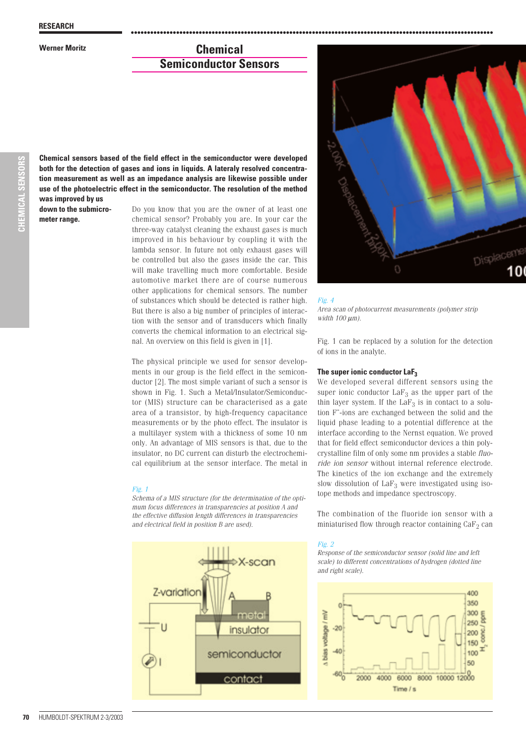Werner Moritz

# Chemical Semiconductor Sensors

**Chemical sensors based of the field effect in the semiconductor were developed both for the detection of gases and ions in liquids. A lateraly resolved concentration measurement as well as an impedance analysis are likewise possible under use of the photoelectric effect in the semiconductor. The resolution of the method was improved by us down to the submicrometer range.**

Do you know that you are the owner of at least one chemical sensor? Probably you are. In your car the three-way catalyst cleaning the exhaust gases is much improved in his behaviour by coupling it with the lambda sensor. In future not only exhaust gases will be controlled but also the gases inside the car. This will make travelling much more comfortable. Beside automotive market there are of course numerous other applications for chemical sensors. The number of substances which should be detected is rather high. But there is also a big number of principles of interaction with the sensor and of transducers which finally converts the chemical information to an electrical signal. An overview on this field is given in [1].

The physical principle we used for sensor developments in our group is the field effect in the semiconductor [2]. The most simple variant of such a sensor is shown in Fig. 1. Such a Metal/Insulator/Semiconductor (MIS) structure can be characterised as a gate area of a transistor, by high-frequency capacitance measurements or by the photo effect. The insulator is a multilayer system with a thickness of some 10 nm only. An advantage of MIS sensors is that, due to the insulator, no DC current can disturb the electrochemical equilibrium at the sensor interface. The metal in Fig. 1 can be replaced by a solution for the detection of ions in the analyte.

*Fig. 1*
*Schema of a MIS structure (for the determination of the optimum focus differences in transparencies at position A and the effective diffusion length differences in transparencies and electrical field in position B are used).*

*Fig. 4*
*Area scan of photocurrent measurements (polymer strip width 100 µm).*

### The super ionic conductor $LaF_3$

We developed several different sensors using the super ionic conductor $LaF_3$ as the upper part of the thin layer system. If the $LaF_3$ is in contact to a solution $F^-$-ions are exchanged between the solid and the liquid phase leading to a potential difference at the interface according to the Nernst equation. We proved that for field effect semiconductor devices a thin polycrystalline film of only some nm provides a stable *fluoride ion sensor* without internal reference electrode. The kinetics of the ion exchange and the extremely slow dissolution of $LaF_3$ were investigated using isotope methods and impedance spectroscopy.

The combination of the fluoride ion sensor with a miniaturised flow through reactor containing $CaF_2$ can

*Fig. 2*
*Response of the semiconductor sensor (solid line and left scale) to different concentrations of hydrogen (dotted line and right scale).*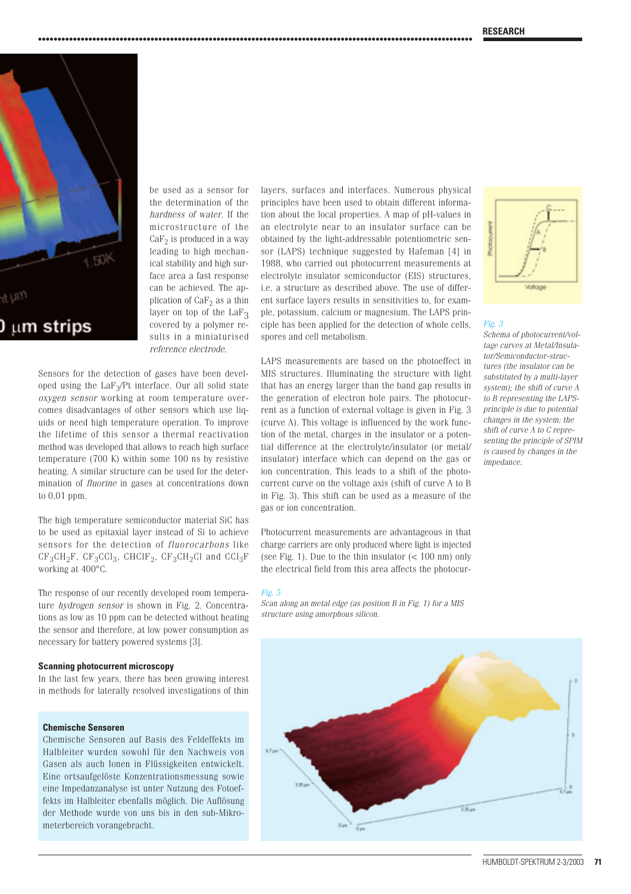be used as a sensor for the determination of the *hardness of water*. If the microstructure of the $CaF_2$ is produced in a way leading to high mechanical stability and high surface area a fast response can be achieved. The application of $CaF_2$ as a thin layer on top of the $LaF_3$ covered by a polymer results in a miniaturised *reference electrode*.

Sensors for the detection of gases have been developed using the $LaF_3$/Pt interface. Our all solid state *oxygen sensor* working at room temperature overcomes disadvantages of other sensors which use liquids or need high temperature operation. To improve the lifetime of this sensor a thermal reactivation method was developed that allows to reach high surface temperature (700 K) within some 100 ns by resistive heating. A similar structure can be used for the determination of *fluorine* in gases at concentrations down to 0,01 ppm.

The high temperature semiconductor material SiC has to be used as epitaxial layer instead of Si to achieve sensors for the detection of *fluorocarbons* like $CF_3CH_2F$, $CF_3CCl_3$, $CHClF_2$, $CF_3CH_2Cl$ and $CCl_3F$ working at 400°C.

The response of our recently developed room temperature *hydrogen sensor* is shown in Fig. 2. Concentrations as low as 10 ppm can be detected without heating the sensor and therefore, at low power consumption as necessary for battery powered systems [3].

**Scanning photocurrent microscopy**

In the last few years, there has been growing interest in methods for laterally resolved investigations of thin layers, surfaces and interfaces. Numerous physical principles have been used to obtain different information about the local properties. A map of pH-values in an electrolyte near to an insulator surface can be obtained by the light-addressable potentiometric sensor (LAPS) technique suggested by Hafeman [4] in 1988, who carried out photocurrent measurements at electrolyte insulator semiconductor (EIS) structures, i.e. a structure as described above. The use of different surface layers results in sensitivities to, for example, potassium, calcium or magnesium. The LAPS principle has been applied for the detection of whole cells, spores and cell metabolism.

LAPS measurements are based on the photoeffect in MIS structures. Illuminating the structure with light that has an energy larger than the band gap results in the generation of electron hole pairs. The photocurrent as a function of external voltage is given in Fig. 3 (curve A). This voltage is influenced by the work function of the metal, charges in the insulator or a potential difference at the electrolyte/insulator (or metal/insulator) interface which can depend on the gas or ion concentration. This leads to a shift of the photocurrent curve on the voltage axis (shift of curve A to B in Fig. 3). This shift can be used as a measure of the gas or ion concentration.

Photocurrent measurements are advantageous in that charge carriers are only produced where light is injected (see Fig. 1). Due to the thin insulator (< 100 nm) only the electrical field from this area affects the photocur-

*Fig. 3*
*Schema of photocurrent/voltage curves at Metal/Insulator/Semiconductor-structures (the insulator can be substituted by a multi-layer system); the shift of curve A to B representing the LAPS-principle is due to potential changes in the system; the shift of curve A to C representing the principle of SPIM is caused by changes in the impedance.*

*Fig. 5*
*Scan along an metal edge (as position B in Fig. 1) for a MIS structure using amorphous silicon.*

**Chemische Sensoren**

Chemische Sensoren auf Basis des Feldeffekts im Halbleiter wurden sowohl für den Nachweis von Gasen als auch Ionen in Flüssigkeiten entwickelt. Eine ortsaufgelöste Konzentrationsmessung sowie eine Impedanzanalyse ist unter Nutzung des Fotoeffekts im Halbleiter ebenfalls möglich. Die Auflösung der Methode wurde von uns bis in den sub-Mikrometerbereich vorangebracht.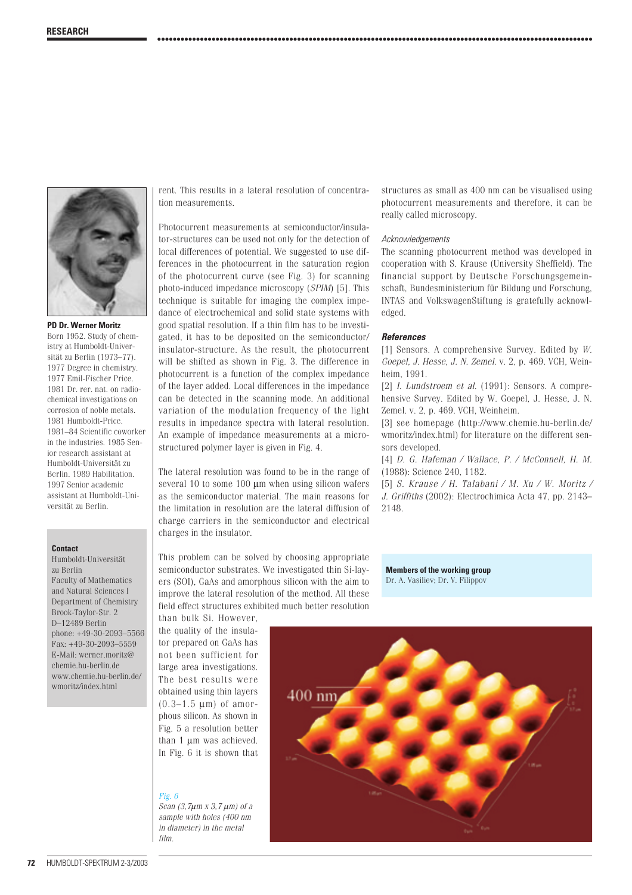**PD Dr. Werner Moritz**
Born 1952. Study of chemistry at Humboldt-Universität zu Berlin (1973–77). 1977 Degree in chemistry. 1977 Emil-Fischer Price. 1981 Dr. rer. nat. on radiochemical investigations on corrosion of noble metals. 1981 Humboldt-Price. 1981–84 Scientific coworker in the industries. 1985 Senior research assistant at Humboldt-Universität zu Berlin. 1989 Habilitation. 1997 Senior academic assistant at Humboldt-Universität zu Berlin.

**Contact**
Humboldt-Universität zu Berlin
Faculty of Mathematics and Natural Sciences I
Department of Chemistry
Brook-Taylor-Str. 2
D–12489 Berlin
phone: +49-30-2093–5566
Fax: +49-30-2093–5559
E-Mail: werner.moritz@chemie.hu-berlin.de
www.chemie.hu-berlin.de/wmoritz/index.html

rent. This results in a lateral resolution of concentration measurements.

Photocurrent measurements at semiconductor/insulator-structures can be used not only for the detection of local differences of potential. We suggested to use differences in the photocurrent in the saturation region of the photocurrent curve (see Fig. 3) for scanning photo-induced impedance microscopy (*SPIM*) [5]. This technique is suitable for imaging the complex impedance of electrochemical and solid state systems with good spatial resolution. If a thin film has to be investigated, it has to be deposited on the semiconductor/insulator-structure. As the result, the photocurrent will be shifted as shown in Fig. 3. The difference in photocurrent is a function of the complex impedance of the layer added. Local differences in the impedance can be detected in the scanning mode. An additional variation of the modulation frequency of the light results in impedance spectra with lateral resolution. An example of impedance measurements at a microstructured polymer layer is given in Fig. 4.

The lateral resolution was found to be in the range of several 10 to some 100 µm when using silicon wafers as the semiconductor material. The main reasons for the limitation in resolution are the lateral diffusion of charge carriers in the semiconductor and electrical charges in the insulator.

This problem can be solved by choosing appropriate semiconductor substrates. We investigated thin Si-layers (SOI), GaAs and amorphous silicon with the aim to improve the lateral resolution of the method. All these field effect structures exhibited much better resolution than bulk Si. However, the quality of the insulator prepared on GaAs has not been sufficient for large area investigations. The best results were obtained using thin layers (0.3–1.5 µm) of amorphous silicon. As shown in Fig. 5 a resolution better than 1 µm was achieved. In Fig. 6 it is shown that structures as small as 400 nm can be visualised using photocurrent measurements and therefore, it can be really called microscopy.

*Acknowledgements*

The scanning photocurrent method was developed in cooperation with S. Krause (University Sheffield). The financial support by Deutsche Forschungsgemeinschaft, Bundesministerium für Bildung und Forschung, INTAS and VolkswagenStiftung is gratefully acknowledged.

***References***

[1] Sensors. A comprehensive Survey. Edited by *W. Goepel, J. Hesse, J. N. Zemel*. v. 2, p. 469. VCH, Weinheim, 1991.

[2] *I. Lundstroem et al.* (1991): Sensors. A comprehensive Survey. Edited by W. Goepel, J. Hesse, J. N. Zemel. v. 2, p. 469. VCH, Weinheim.

[3] see homepage (http://www.chemie.hu-berlin.de/wmoritz/index.html) for literature on the different sensors developed.

[4] *D. G. Hafeman / Wallace, P. / McConnell, H. M.* (1988): Science 240, 1182.

[5] *S. Krause / H. Talabani / M. Xu / W. Moritz / J. Griffiths* (2002): Electrochimica Acta 47, pp. 2143–2148.

**Members of the working group**
Dr. A. Vasiliev; Dr. V. Filippov

400 nm

*Fig. 6*
*Scan (3.7µm x 3.7 µm) of a sample with holes (400 nm in diameter) in the metal film.*